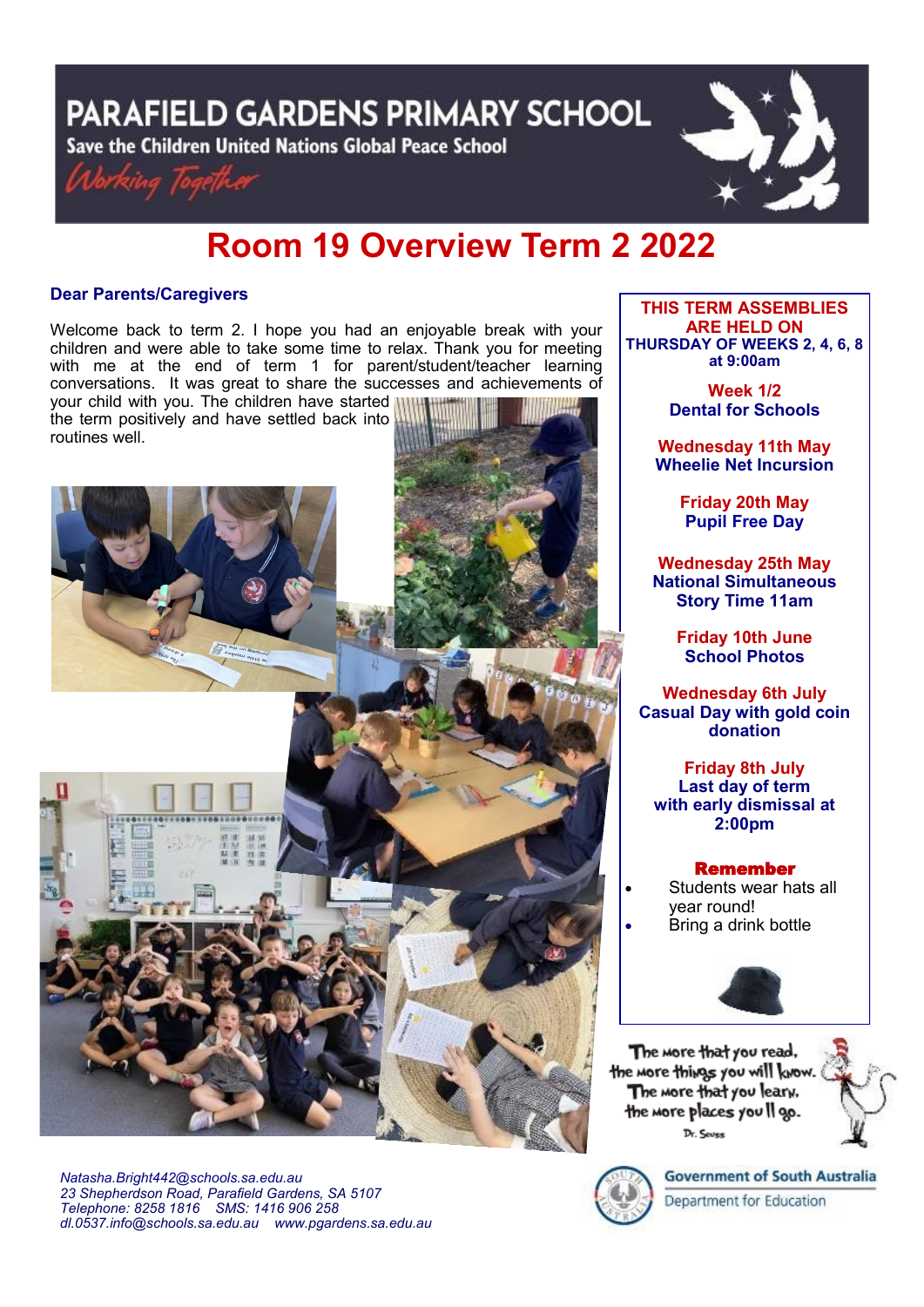# PARAFIELD GARDENS PRIMARY SCHOOL

Save the Children United Nations Global Peace School

*Working Together*

# Room 19 Overview Term 2 2022

**Dear Parents/Caregivers**

Welcome back to term 2. I hope you had an enjoyable break with your children and were able to take some time to relax. Thank you for meeting with me at the end of term 1 for parent/student/teacher learning conversations. It was great to share the successes and achievements of your child with you. The children have started the term positively and have settled back into routines well.

**THIS TERM ASSEMBLIES ARE HELD ON THURSDAY OF WEEKS 2, 4, 6, 8 at 9:00am**

**Week 1/2**
**Dental for Schools**

**Wednesday 11th May**
**Wheelie Net Incursion**

**Friday 20th May**
**Pupil Free Day**

**Wednesday 25th May**
**National Simultaneous Story Time 11am**

**Friday 10th June**
**School Photos**

**Wednesday 6th July**
**Casual Day with gold coin donation**

**Friday 8th July**
**Last day of term with early dismissal at 2:00pm**

**Remember**

- Students wear hats all year round!
- Bring a drink bottle

The more that you read, the more things you will know. The more that you learn, the more places you'll go.
Dr. Seuss

*Natasha.Bright442@schools.sa.edu.au*
*23 Shepherdson Road, Parafield Gardens, SA 5107*
*Telephone: 8258 1816 SMS: 1416 906 258*
*dl.0537.info@schools.sa.edu.au www.pgardens.sa.edu.au*

Government of South Australia
Department for Education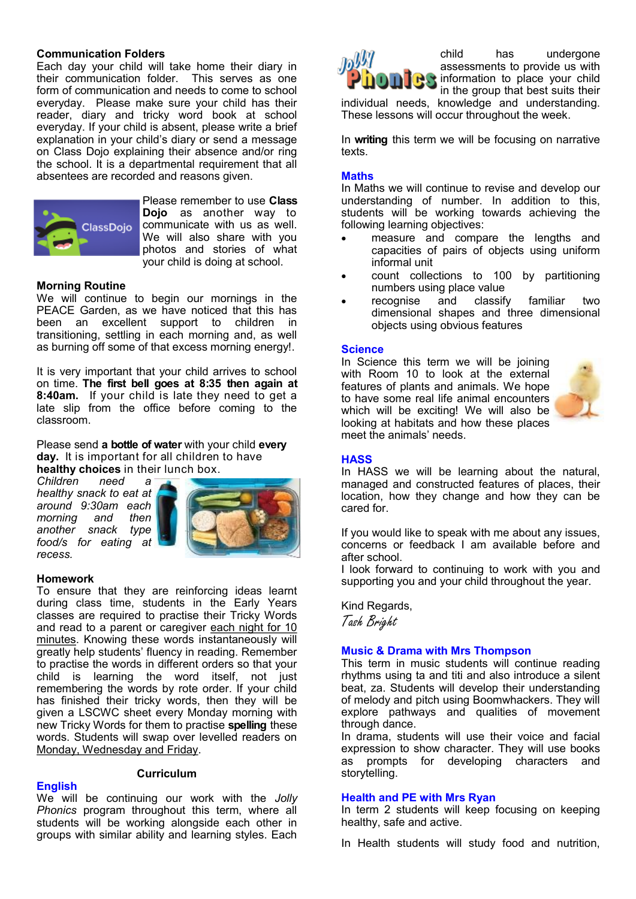**Communication Folders**

Each day your child will take home their diary in their communication folder. This serves as one form of communication and needs to come to school everyday. Please make sure your child has their reader, diary and tricky word book at school everyday. If your child is absent, please write a brief explanation in your child's diary or send a message on Class Dojo explaining their absence and/or ring the school. It is a departmental requirement that all absentees are recorded and reasons given.

Please remember to use **Class Dojo** as another way to communicate with us as well. We will also share with you photos and stories of what your child is doing at school.

**Morning Routine**

We will continue to begin our mornings in the PEACE Garden, as we have noticed that this has been an excellent support to children in transitioning, settling in each morning and, as well as burning off some of that excess morning energy!.

It is very important that your child arrives to school on time. **The first bell goes at 8:35 then again at 8:40am.** If your child is late they need to get a late slip from the office before coming to the classroom.

Please send **a bottle of water** with your child **every day.** It is important for all children to have **healthy choices** in their lunch box.

*Children need a healthy snack to eat at around 9:30am each morning and then another snack type food/s for eating at recess.*

**Homework**

To ensure that they are reinforcing ideas learnt during class time, students in the Early Years classes are required to practise their Tricky Words and read to a parent or caregiver each night for 10 minutes. Knowing these words instantaneously will greatly help students' fluency in reading. Remember to practise the words in different orders so that your child is learning the word itself, not just remembering the words by rote order. If your child has finished their tricky words, then they will be given a LSCWC sheet every Monday morning with new Tricky Words for them to practise **spelling** these words. Students will swap over levelled readers on Monday, Wednesday and Friday.

## Curriculum

### English

We will be continuing our work with the *Jolly Phonics* program throughout this term, where all students will be working alongside each other in groups with similar ability and learning styles. Each child has undergone assessments to provide us with information to place your child in the group that best suits their individual needs, knowledge and understanding. These lessons will occur throughout the week.

In **writing** this term we will be focusing on narrative texts.

### Maths

In Maths we will continue to revise and develop our understanding of number. In addition to this, students will be working towards achieving the following learning objectives:

- measure and compare the lengths and capacities of pairs of objects using uniform informal unit
- count collections to 100 by partitioning numbers using place value
- recognise and classify familiar two dimensional shapes and three dimensional objects using obvious features

### Science

In Science this term we will be joining with Room 10 to look at the external features of plants and animals. We hope to have some real life animal encounters which will be exciting! We will also be looking at habitats and how these places meet the animals' needs.

### HASS

In HASS we will be learning about the natural, managed and constructed features of places, their location, how they change and how they can be cared for.

If you would like to speak with me about any issues, concerns or feedback I am available before and after school.

I look forward to continuing to work with you and supporting you and your child throughout the year.

Kind Regards,

*Tash Bright*

### Music & Drama with Mrs Thompson

This term in music students will continue reading rhythms using ta and titi and also introduce a silent beat, za. Students will develop their understanding of melody and pitch using Boomwhackers. They will explore pathways and qualities of movement through dance.

In drama, students will use their voice and facial expression to show character. They will use books as prompts for developing characters and storytelling.

### Health and PE with Mrs Ryan

In term 2 students will keep focusing on keeping healthy, safe and active.

In Health students will study food and nutrition,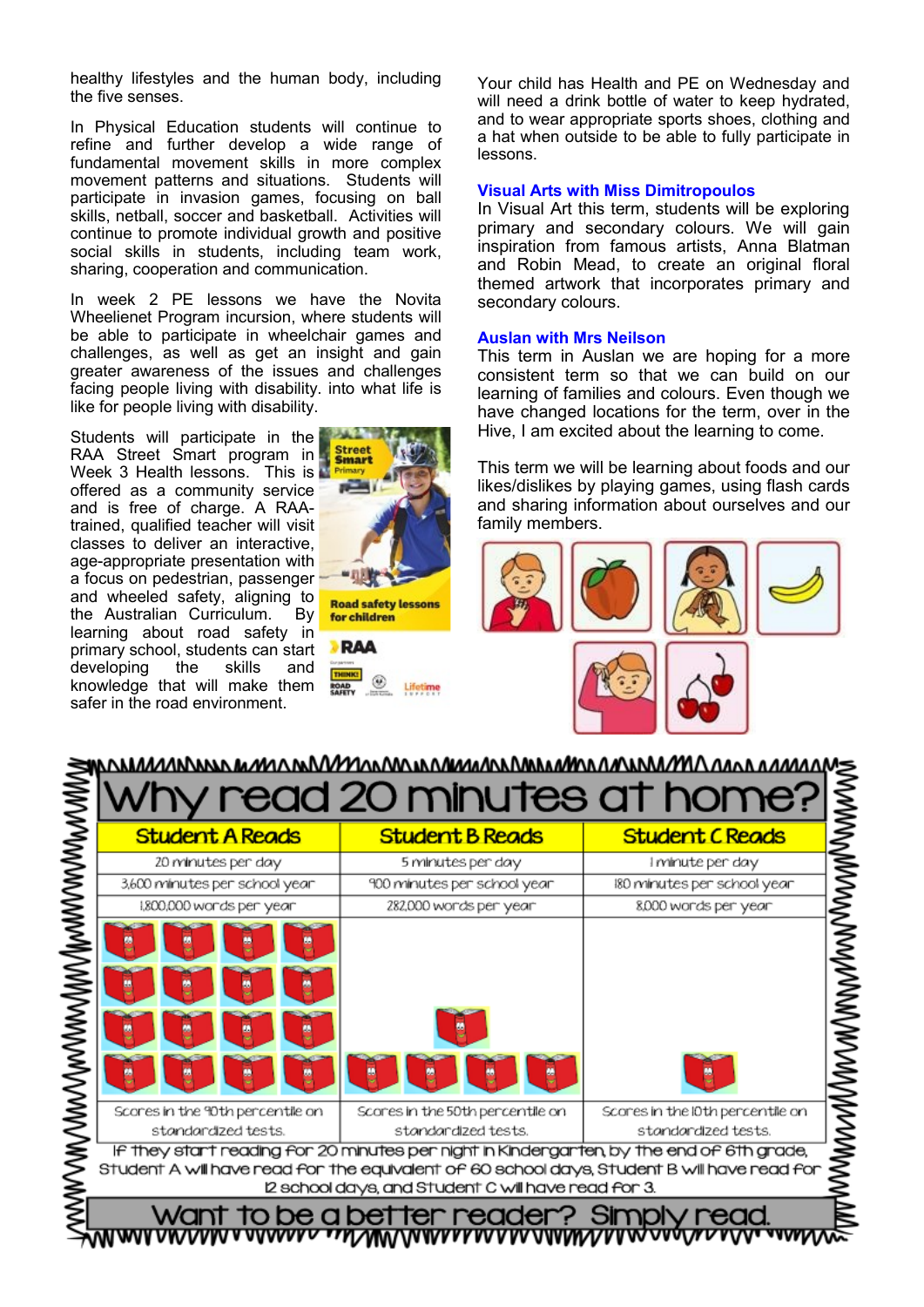healthy lifestyles and the human body, including the five senses.

In Physical Education students will continue to refine and further develop a wide range of fundamental movement skills in more complex movement patterns and situations. Students will participate in invasion games, focusing on ball skills, netball, soccer and basketball. Activities will continue to promote individual growth and positive social skills in students, including team work, sharing, cooperation and communication.

In week 2 PE lessons we have the Novita Wheelienet Program incursion, where students will be able to participate in wheelchair games and challenges, as well as get an insight and gain greater awareness of the issues and challenges facing people living with disability. into what life is like for people living with disability.

Students will participate in the RAA Street Smart program in Week 3 Health lessons. This is offered as a community service and is free of charge. A RAA-trained, qualified teacher will visit classes to deliver an interactive, age-appropriate presentation with a focus on pedestrian, passenger and wheeled safety, aligning to the Australian Curriculum. By learning about road safety in primary school, students can start developing the skills and knowledge that will make them safer in the road environment.

Street Smart Primary

Road safety lessons for children

RAA

Your child has Health and PE on Wednesday and will need a drink bottle of water to keep hydrated, and to wear appropriate sports shoes, clothing and a hat when outside to be able to fully participate in lessons.

## Visual Arts with Miss Dimitropoulos

In Visual Art this term, students will be exploring primary and secondary colours. We will gain inspiration from famous artists, Anna Blatman and Robin Mead, to create an original floral themed artwork that incorporates primary and secondary colours.

## Auslan with Mrs Neilson

This term in Auslan we are hoping for a more consistent term so that we can build on our learning of families and colours. Even though we have changed locations for the term, over in the Hive, I am excited about the learning to come.

This term we will be learning about foods and our likes/dislikes by playing games, using flash cards and sharing information about ourselves and our family members.

## Why read 20 minutes at home?

| Student A Reads | Student B Reads | Student C Reads |
|---|---|---|
| 20 minutes per day | 5 minutes per day | 1 minute per day |
| 3,600 minutes per school year | 900 minutes per school year | 180 minutes per school year |
| 1,800,000 words per year | 282,000 words per year | 8,000 words per year |
| Scores in the 90th percentile on standardized tests. | Scores in the 50th percentile on standardized tests. | Scores in the 10th percentile on standardized tests. |

If they start reading for 20 minutes per night in Kindergarten, by the end of 6th grade, Student A will have read for the equivalent of 60 school days, Student B will have read for 12 school days, and Student C will have read for 3.

**Want to be a better reader? Simply read.**